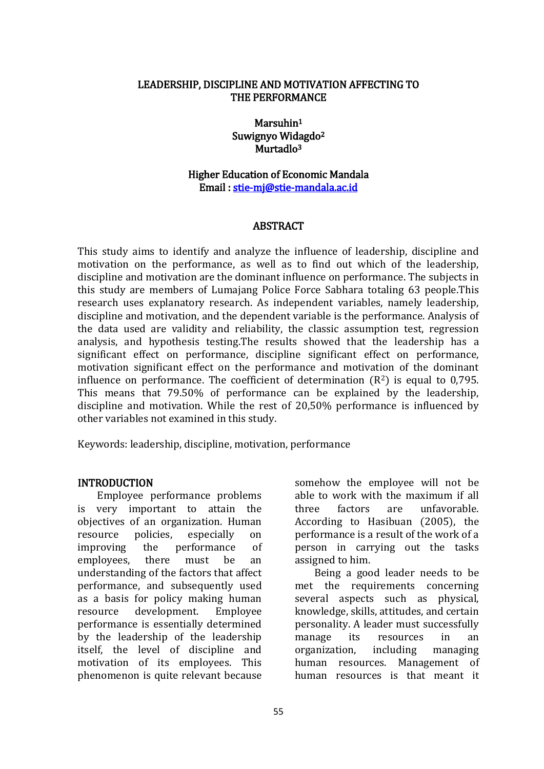# LEADERSHIP, DISCIPLINE AND MOTIVATION AFFECTING TO THE PERFORMANCE

**Marsuhin[1]**
**Suwignyo Widagdo[2]**
**Murtadlo[3]**

**Higher Education of Economic Mandala**
**Email : stie-mj@stie-mandala.ac.id**

## ABSTRACT

This study aims to identify and analyze the influence of leadership, discipline and motivation on the performance, as well as to find out which of the leadership, discipline and motivation are the dominant influence on performance. The subjects in this study are members of Lumajang Police Force Sabhara totaling 63 people.This research uses explanatory research. As independent variables, namely leadership, discipline and motivation, and the dependent variable is the performance. Analysis of the data used are validity and reliability, the classic assumption test, regression analysis, and hypothesis testing.The results showed that the leadership has a significant effect on performance, discipline significant effect on performance, motivation significant effect on the performance and motivation of the dominant influence on performance. The coefficient of determination ($R^2$) is equal to 0,795. This means that 79.50% of performance can be explained by the leadership, discipline and motivation. While the rest of 20,50% performance is influenced by other variables not examined in this study.

Keywords: leadership, discipline, motivation, performance

## INTRODUCTION

Employee performance problems is very important to attain the objectives of an organization. Human resource policies, especially on improving the performance of employees, there must be an understanding of the factors that affect performance, and subsequently used as a basis for policy making human resource development. Employee performance is essentially determined by the leadership of the leadership itself, the level of discipline and motivation of its employees. This phenomenon is quite relevant because somehow the employee will not be able to work with the maximum if all three factors are unfavorable. According to Hasibuan (2005), the performance is a result of the work of a person in carrying out the tasks assigned to him.

Being a good leader needs to be met the requirements concerning several aspects such as physical, knowledge, skills, attitudes, and certain personality. A leader must successfully manage its resources in an organization, including managing human resources. Management of human resources is that meant it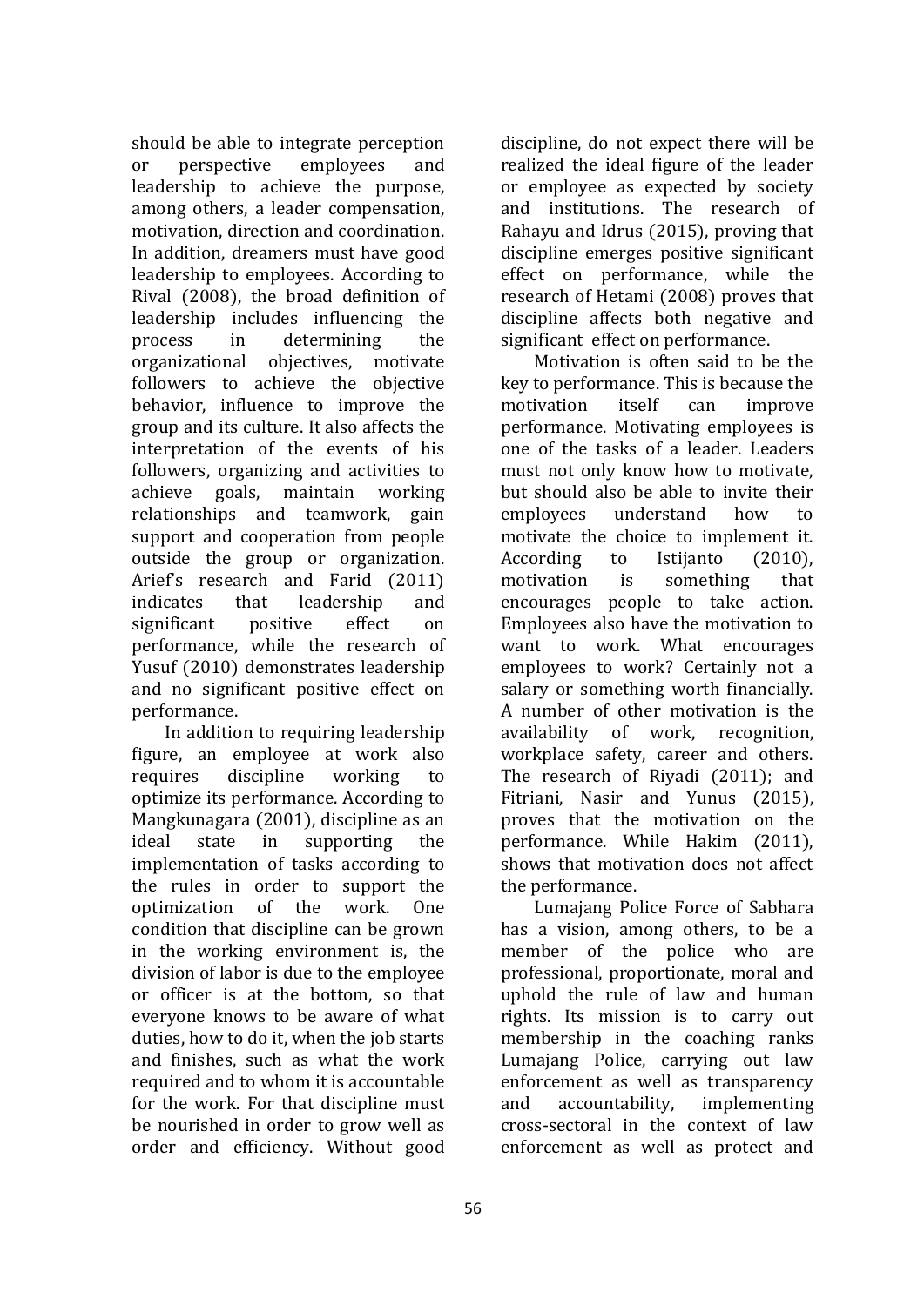should be able to integrate perception or perspective employees and leadership to achieve the purpose, among others, a leader compensation, motivation, direction and coordination. In addition, dreamers must have good leadership to employees. According to Rival (2008), the broad definition of leadership includes influencing the process in determining the organizational objectives, motivate followers to achieve the objective behavior, influence to improve the group and its culture. It also affects the interpretation of the events of his followers, organizing and activities to achieve goals, maintain working relationships and teamwork, gain support and cooperation from people outside the group or organization. Arief's research and Farid (2011) indicates that leadership and significant positive effect on performance, while the research of Yusuf (2010) demonstrates leadership and no significant positive effect on performance.

In addition to requiring leadership figure, an employee at work also requires discipline working to optimize its performance. According to Mangkunagara (2001), discipline as an ideal state in supporting the implementation of tasks according to the rules in order to support the optimization of the work. One condition that discipline can be grown in the working environment is, the division of labor is due to the employee or officer is at the bottom, so that everyone knows to be aware of what duties, how to do it, when the job starts and finishes, such as what the work required and to whom it is accountable for the work. For that discipline must be nourished in order to grow well as order and efficiency. Without good discipline, do not expect there will be realized the ideal figure of the leader or employee as expected by society and institutions. The research of Rahayu and Idrus (2015), proving that discipline emerges positive significant effect on performance, while the research of Hetami (2008) proves that discipline affects both negative and significant effect on performance.

Motivation is often said to be the key to performance. This is because the motivation itself can improve performance. Motivating employees is one of the tasks of a leader. Leaders must not only know how to motivate, but should also be able to invite their employees understand how to motivate the choice to implement it. According to Istijanto (2010), motivation is something that encourages people to take action. Employees also have the motivation to want to work. What encourages employees to work? Certainly not a salary or something worth financially. A number of other motivation is the availability of work, recognition, workplace safety, career and others. The research of Riyadi (2011); and Fitriani, Nasir and Yunus (2015), proves that the motivation on the performance. While Hakim (2011), shows that motivation does not affect the performance.

Lumajang Police Force of Sabhara has a vision, among others, to be a member of the police who are professional, proportionate, moral and uphold the rule of law and human rights. Its mission is to carry out membership in the coaching ranks Lumajang Police, carrying out law enforcement as well as transparency and accountability, implementing cross-sectoral in the context of law enforcement as well as protect and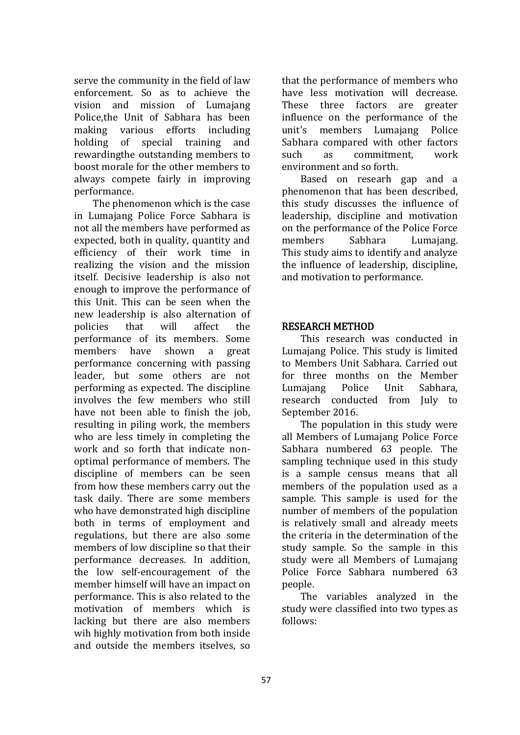serve the community in the field of law enforcement. So as to achieve the vision and mission of Lumajang Police,the Unit of Sabhara has been making various efforts including holding of special training and rewardingthe outstanding members to boost morale for the other members to always compete fairly in improving performance.

The phenomenon which is the case in Lumajang Police Force Sabhara is not all the members have performed as expected, both in quality, quantity and efficiency of their work time in realizing the vision and the mission itself. Decisive leadership is also not enough to improve the performance of this Unit. This can be seen when the new leadership is also alternation of policies that will affect the performance of its members. Some members have shown a great performance concerning with passing leader, but some others are not performing as expected. The discipline involves the few members who still have not been able to finish the job, resulting in piling work, the members who are less timely in completing the work and so forth that indicate non-optimal performance of members. The discipline of members can be seen from how these members carry out the task daily. There are some members who have demonstrated high discipline both in terms of employment and regulations, but there are also some members of low discipline so that their performance decreases. In addition, the low self-encouragement of the member himself will have an impact on performance. This is also related to the motivation of members which is lacking but there are also members wih highly motivation from both inside and outside the members itselves, so that the performance of members who have less motivation will decrease. These three factors are greater influence on the performance of the unit's members Lumajang Police Sabhara compared with other factors such as commitment, work environment and so forth.

Based on researh gap and a phenomenon that has been described, this study discusses the influence of leadership, discipline and motivation on the performance of the Police Force members Sabhara Lumajang. This study aims to identify and analyze the influence of leadership, discipline, and motivation to performance.

## RESEARCH METHOD

This research was conducted in Lumajang Police. This study is limited to Members Unit Sabhara. Carried out for three months on the Member Lumajang Police Unit Sabhara, research conducted from July to September 2016.

The population in this study were all Members of Lumajang Police Force Sabhara numbered 63 people. The sampling technique used in this study is a sample census means that all members of the population used as a sample. This sample is used for the number of members of the population is relatively small and already meets the criteria in the determination of the study sample. So the sample in this study were all Members of Lumajang Police Force Sabhara numbered 63 people.

The variables analyzed in the study were classified into two types as follows: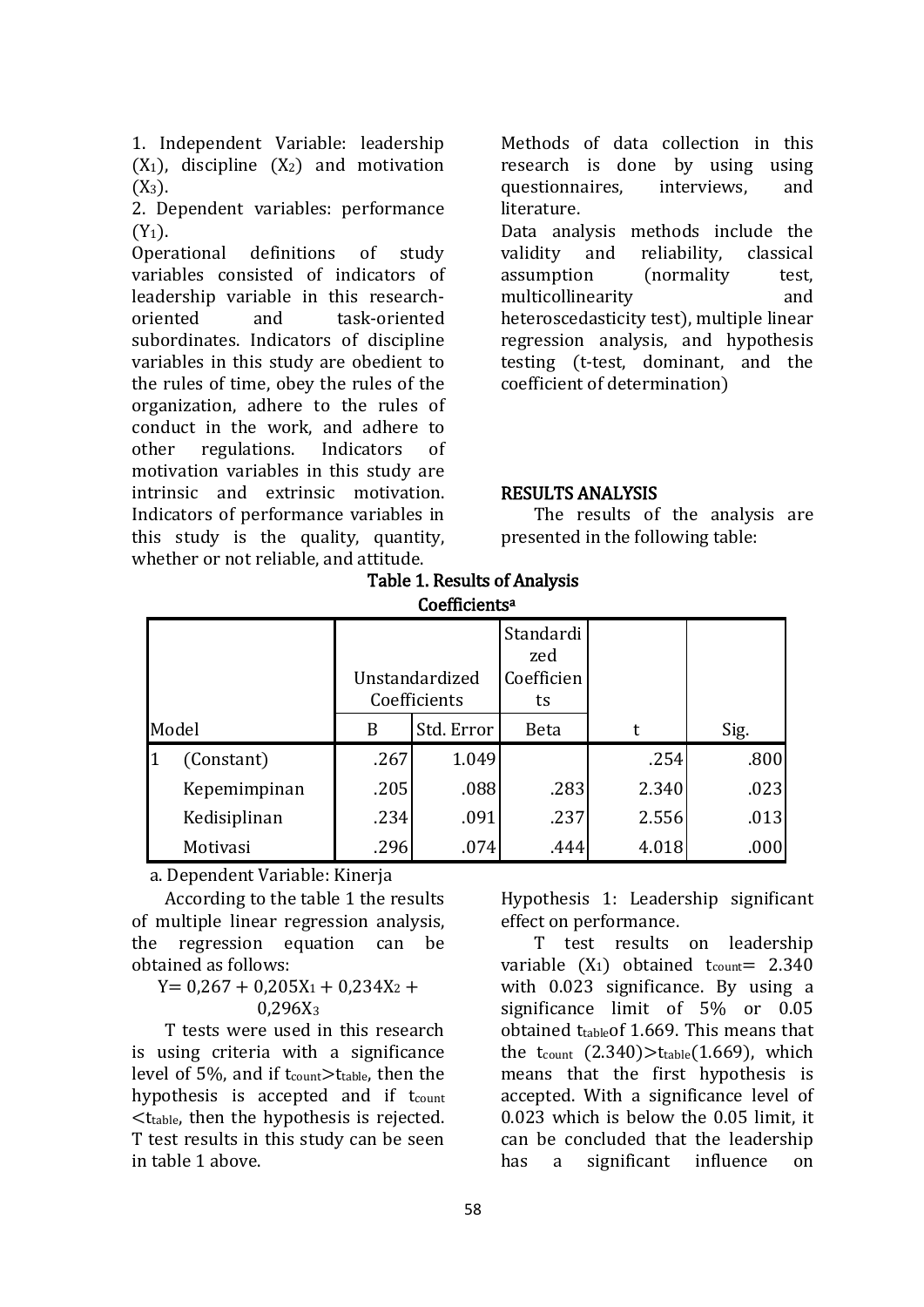1. Independent Variable: leadership ($X_1$), discipline ($X_2$) and motivation ($X_3$).
2. Dependent variables: performance ($Y_1$).

Operational definitions of study variables consisted of indicators of leadership variable in this research-oriented and task-oriented subordinates. Indicators of discipline variables in this study are obedient to the rules of time, obey the rules of the organization, adhere to the rules of conduct in the work, and adhere to other regulations. Indicators of motivation variables in this study are intrinsic and extrinsic motivation. Indicators of performance variables in this study is the quality, quantity, whether or not reliable, and attitude.

Methods of data collection in this research is done by using using questionnaires, interviews, and literature.

Data analysis methods include the validity and reliability, classical assumption (normality test, multicollinearity and heteroscedasticity test), multiple linear regression analysis, and hypothesis testing (t-test, dominant, and the coefficient of determination)

## RESULTS ANALYSIS

The results of the analysis are presented in the following table:

**Table 1. Results of Analysis**

**Coefficients[a]**

| Model | | Unstandardized Coefficients | | Standardized Coefficients | t | Sig. |
|---|---|---|---|---|---|---|
| | | B | Std. Error | Beta | | |
| 1 | (Constant) | .267 | 1.049 | | .254 | .800 |
| | Kepemimpinan | .205 | .088 | .283 | 2.340 | .023 |
| | Kedisiplinan | .234 | .091 | .237 | 2.556 | .013 |
| | Motivasi | .296 | .074 | .444 | 4.018 | .000 |

a. Dependent Variable: Kinerja

According to the table 1 the results of multiple linear regression analysis, the regression equation can be obtained as follows:

$$Y = 0,267 + 0,205X_1 + 0,234X_2 + 0,296X_3$$

T tests were used in this research is using criteria with a significance level of 5%, and if $t_{count} > t_{table}$, then the hypothesis is accepted and if $t_{count} < t_{table}$, then the hypothesis is rejected. T test results in this study can be seen in table 1 above.

Hypothesis 1: Leadership significant effect on performance.

T test results on leadership variable ($X_1$) obtained $t_{count} = 2.340$ with 0.023 significance. By using a significance limit of 5% or 0.05 obtained $t_{table}$ of 1.669. This means that the $t_{count}$ $(2.340) > t_{table} (1.669)$, which means that the first hypothesis is accepted. With a significance level of 0.023 which is below the 0.05 limit, it can be concluded that the leadership has a significant influence on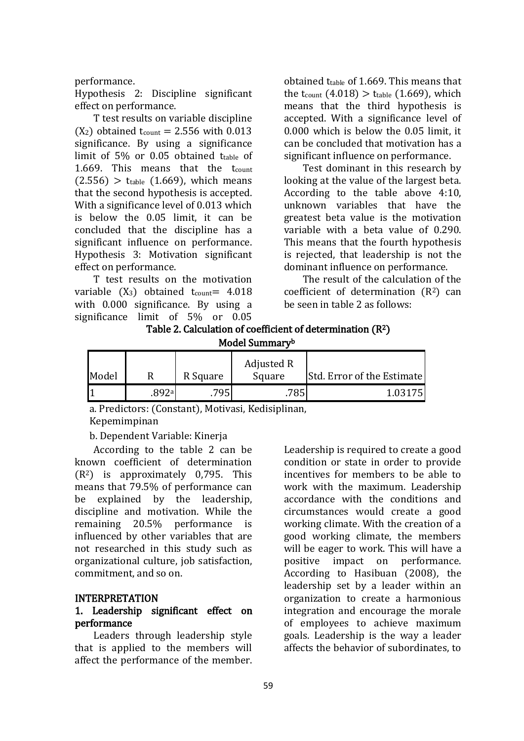performance.

Hypothesis 2: Discipline significant effect on performance.

T test results on variable discipline ($X_2$) obtained $t_{count}$ = 2.556 with 0.013 significance. By using a significance limit of 5% or 0.05 obtained $t_{table}$ of 1.669. This means that the $t_{count}$ (2.556) > $t_{table}$ (1.669), which means that the second hypothesis is accepted. With a significance level of 0.013 which is below the 0.05 limit, it can be concluded that the discipline has a significant influence on performance.

Hypothesis 3: Motivation significant effect on performance.

T test results on the motivation variable ($X_3$) obtained $t_{count}$= 4.018 with 0.000 significance. By using a significance limit of 5% or 0.05 obtained $t_{table}$ of 1.669. This means that the $t_{count}$ (4.018) > $t_{table}$ (1.669), which means that the third hypothesis is accepted. With a significance level of 0.000 which is below the 0.05 limit, it can be concluded that motivation has a significant influence on performance.

Test dominant in this research by looking at the value of the largest beta. According to the table above 4:10, unknown variables that have the greatest beta value is the motivation variable with a beta value of 0.290. This means that the fourth hypothesis is rejected, that leadership is not the dominant influence on performance.

The result of the calculation of the coefficient of determination ($R^2$) can be seen in table 2 as follows:

**Table 2. Calculation of coefficient of determination ($R^2$)**

**Model Summary[b]**

| Model | R | R Square | Adjusted R Square | Std. Error of the Estimate |
|---|---|---|---|---|
| 1 | .892[a] | .795 | .785 | 1.03175 |

a. Predictors: (Constant), Motivasi, Kedisiplinan, Kepemimpinan

b. Dependent Variable: Kinerja

According to the table 2 can be known coefficient of determination ($R^2$) is approximately 0,795. This means that 79.5% of performance can be explained by the leadership, discipline and motivation. While the remaining 20.5% performance is influenced by other variables that are not researched in this study such as organizational culture, job satisfaction, commitment, and so on.

## INTERPRETATION

### 1. Leadership significant effect on performance

Leaders through leadership style that is applied to the members will affect the performance of the member. Leadership is required to create a good condition or state in order to provide incentives for members to be able to work with the maximum. Leadership accordance with the conditions and circumstances would create a good working climate. With the creation of a good working climate, the members will be eager to work. This will have a positive impact on performance. According to Hasibuan (2008), the leadership set by a leader within an organization to create a harmonious integration and encourage the morale of employees to achieve maximum goals. Leadership is the way a leader affects the behavior of subordinates, to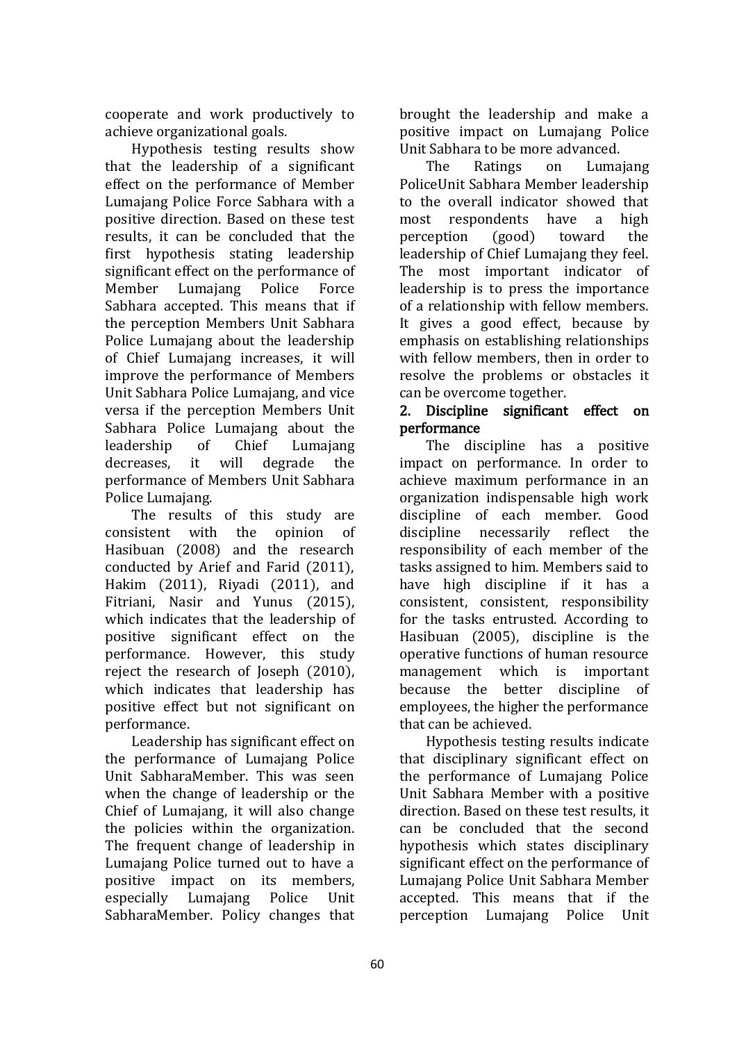cooperate and work productively to achieve organizational goals.

Hypothesis testing results show that the leadership of a significant effect on the performance of Member Lumajang Police Force Sabhara with a positive direction. Based on these test results, it can be concluded that the first hypothesis stating leadership significant effect on the performance of Member Lumajang Police Force Sabhara accepted. This means that if the perception Members Unit Sabhara Police Lumajang about the leadership of Chief Lumajang increases, it will improve the performance of Members Unit Sabhara Police Lumajang, and vice versa if the perception Members Unit Sabhara Police Lumajang about the leadership of Chief Lumajang decreases, it will degrade the performance of Members Unit Sabhara Police Lumajang.

The results of this study are consistent with the opinion of Hasibuan (2008) and the research conducted by Arief and Farid (2011), Hakim (2011), Riyadi (2011), and Fitriani, Nasir and Yunus (2015), which indicates that the leadership of positive significant effect on the performance. However, this study reject the research of Joseph (2010), which indicates that leadership has positive effect but not significant on performance.

Leadership has significant effect on the performance of Lumajang Police Unit SabharaMember. This was seen when the change of leadership or the Chief of Lumajang, it will also change the policies within the organization. The frequent change of leadership in Lumajang Police turned out to have a positive impact on its members, especially Lumajang Police Unit SabharaMember. Policy changes that brought the leadership and make a positive impact on Lumajang Police Unit Sabhara to be more advanced.

The Ratings on Lumajang PoliceUnit Sabhara Member leadership to the overall indicator showed that most respondents have a high perception (good) toward the leadership of Chief Lumajang they feel. The most important indicator of leadership is to press the importance of a relationship with fellow members. It gives a good effect, because by emphasis on establishing relationships with fellow members, then in order to resolve the problems or obstacles it can be overcome together.

**2. Discipline significant effect on performance**

The discipline has a positive impact on performance. In order to achieve maximum performance in an organization indispensable high work discipline of each member. Good discipline necessarily reflect the responsibility of each member of the tasks assigned to him. Members said to have high discipline if it has a consistent, consistent, responsibility for the tasks entrusted. According to Hasibuan (2005), discipline is the operative functions of human resource management which is important because the better discipline of employees, the higher the performance that can be achieved.

Hypothesis testing results indicate that disciplinary significant effect on the performance of Lumajang Police Unit Sabhara Member with a positive direction. Based on these test results, it can be concluded that the second hypothesis which states disciplinary significant effect on the performance of Lumajang Police Unit Sabhara Member accepted. This means that if the perception Lumajang Police Unit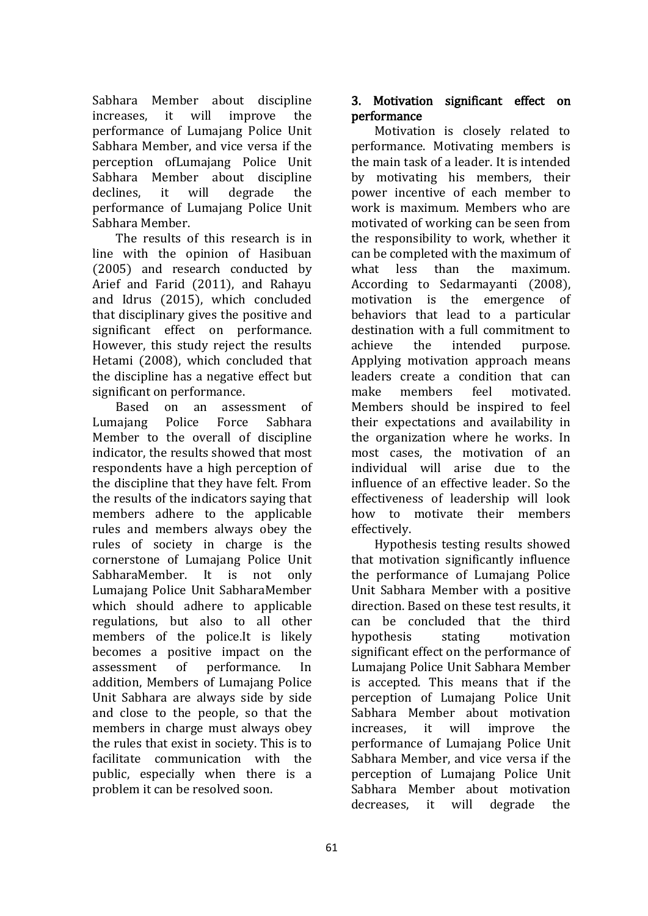Sabhara Member about discipline increases, it will improve the performance of Lumajang Police Unit Sabhara Member, and vice versa if the perception ofLumajang Police Unit Sabhara Member about discipline declines, it will degrade the performance of Lumajang Police Unit Sabhara Member.

The results of this research is in line with the opinion of Hasibuan (2005) and research conducted by Arief and Farid (2011), and Rahayu and Idrus (2015), which concluded that disciplinary gives the positive and significant effect on performance. However, this study reject the results Hetami (2008), which concluded that the discipline has a negative effect but significant on performance.

Based on an assessment of Lumajang Police Force Sabhara Member to the overall of discipline indicator, the results showed that most respondents have a high perception of the discipline that they have felt. From the results of the indicators saying that members adhere to the applicable rules and members always obey the rules of society in charge is the cornerstone of Lumajang Police Unit SabharaMember. It is not only Lumajang Police Unit SabharaMember which should adhere to applicable regulations, but also to all other members of the police.It is likely becomes a positive impact on the assessment of performance. In addition, Members of Lumajang Police Unit Sabhara are always side by side and close to the people, so that the members in charge must always obey the rules that exist in society. This is to facilitate communication with the public, especially when there is a problem it can be resolved soon.

### 3. Motivation significant effect on performance

Motivation is closely related to performance. Motivating members is the main task of a leader. It is intended by motivating his members, their power incentive of each member to work is maximum. Members who are motivated of working can be seen from the responsibility to work, whether it can be completed with the maximum of what less than the maximum. According to Sedarmayanti (2008), motivation is the emergence of behaviors that lead to a particular destination with a full commitment to achieve the intended purpose. Applying motivation approach means leaders create a condition that can make members feel motivated. Members should be inspired to feel their expectations and availability in the organization where he works. In most cases, the motivation of an individual will arise due to the influence of an effective leader. So the effectiveness of leadership will look how to motivate their members effectively.

Hypothesis testing results showed that motivation significantly influence the performance of Lumajang Police Unit Sabhara Member with a positive direction. Based on these test results, it can be concluded that the third hypothesis stating motivation significant effect on the performance of Lumajang Police Unit Sabhara Member is accepted. This means that if the perception of Lumajang Police Unit Sabhara Member about motivation increases, it will improve the performance of Lumajang Police Unit Sabhara Member, and vice versa if the perception of Lumajang Police Unit Sabhara Member about motivation decreases, it will degrade the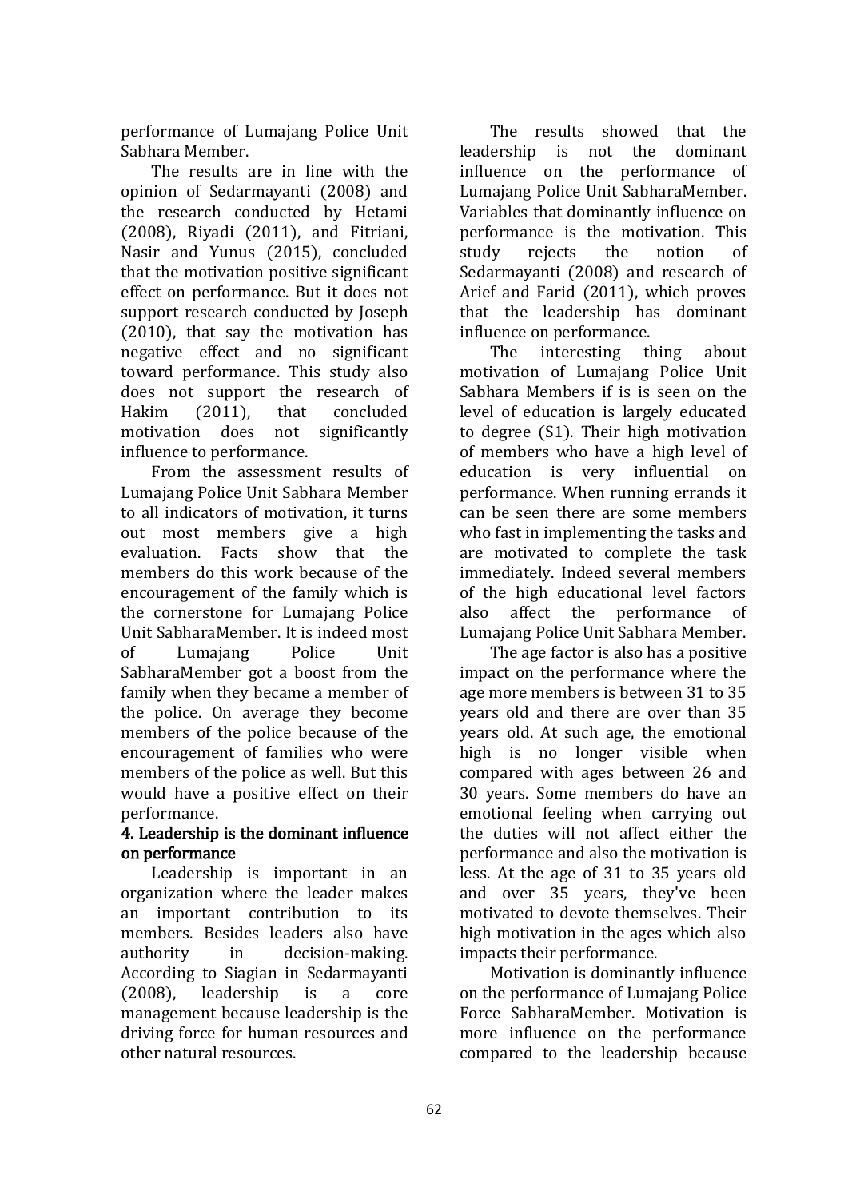performance of Lumajang Police Unit Sabhara Member.

The results are in line with the opinion of Sedarmayanti (2008) and the research conducted by Hetami (2008), Riyadi (2011), and Fitriani, Nasir and Yunus (2015), concluded that the motivation positive significant effect on performance. But it does not support research conducted by Joseph (2010), that say the motivation has negative effect and no significant toward performance. This study also does not support the research of Hakim (2011), that concluded motivation does not significantly influence to performance.

From the assessment results of Lumajang Police Unit Sabhara Member to all indicators of motivation, it turns out most members give a high evaluation. Facts show that the members do this work because of the encouragement of the family which is the cornerstone for Lumajang Police Unit SabharaMember. It is indeed most of Lumajang Police Unit SabharaMember got a boost from the family when they became a member of the police. On average they become members of the police because of the encouragement of families who were members of the police as well. But this would have a positive effect on their performance.

**4. Leadership is the dominant influence on performance**

Leadership is important in an organization where the leader makes an important contribution to its members. Besides leaders also have authority in decision-making. According to Siagian in Sedarmayanti (2008), leadership is a core management because leadership is the driving force for human resources and other natural resources.

The results showed that the leadership is not the dominant influence on the performance of Lumajang Police Unit SabharaMember. Variables that dominantly influence on performance is the motivation. This study rejects the notion of Sedarmayanti (2008) and research of Arief and Farid (2011), which proves that the leadership has dominant influence on performance.

The interesting thing about motivation of Lumajang Police Unit Sabhara Members if is is seen on the level of education is largely educated to degree (S1). Their high motivation of members who have a high level of education is very influential on performance. When running errands it can be seen there are some members who fast in implementing the tasks and are motivated to complete the task immediately. Indeed several members of the high educational level factors also affect the performance of Lumajang Police Unit Sabhara Member.

The age factor is also has a positive impact on the performance where the age more members is between 31 to 35 years old and there are over than 35 years old. At such age, the emotional high is no longer visible when compared with ages between 26 and 30 years. Some members do have an emotional feeling when carrying out the duties will not affect either the performance and also the motivation is less. At the age of 31 to 35 years old and over 35 years, they've been motivated to devote themselves. Their high motivation in the ages which also impacts their performance.

Motivation is dominantly influence on the performance of Lumajang Police Force SabharaMember. Motivation is more influence on the performance compared to the leadership because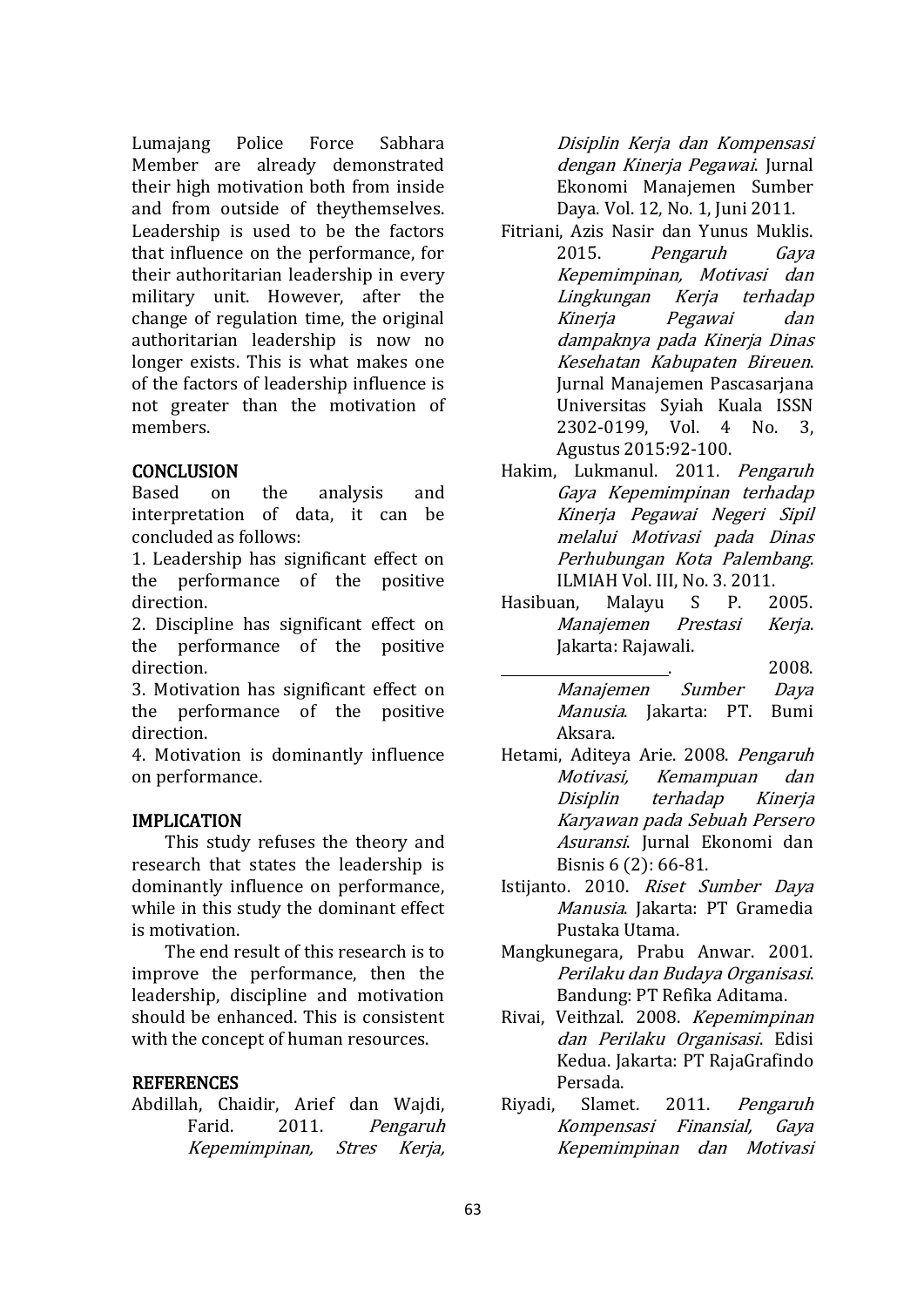Lumajang Police Force Sabhara Member are already demonstrated their high motivation both from inside and from outside of theythemselves. Leadership is used to be the factors that influence on the performance, for their authoritarian leadership in every military unit. However, after the change of regulation time, the original authoritarian leadership is now no longer exists. This is what makes one of the factors of leadership influence is not greater than the motivation of members.

## CONCLUSION

Based on the analysis and interpretation of data, it can be concluded as follows:

1. Leadership has significant effect on the performance of the positive direction.
2. Discipline has significant effect on the performance of the positive direction.
3. Motivation has significant effect on the performance of the positive direction.
4. Motivation is dominantly influence on performance.

## IMPLICATION

This study refuses the theory and research that states the leadership is dominantly influence on performance, while in this study the dominant effect is motivation.

The end result of this research is to improve the performance, then the leadership, discipline and motivation should be enhanced. This is consistent with the concept of human resources.

## REFERENCES

Abdillah, Chaidir, Arief dan Wajdi, Farid. 2011. *Pengaruh Kepemimpinan, Stres Kerja, Disiplin Kerja dan Kompensasi dengan Kinerja Pegawai*. Jurnal Ekonomi Manajemen Sumber Daya. Vol. 12, No. 1, Juni 2011.

Fitriani, Azis Nasir dan Yunus Muklis. 2015. *Pengaruh Gaya Kepemimpinan, Motivasi dan Lingkungan Kerja terhadap Kinerja Pegawai dan dampaknya pada Kinerja Dinas Kesehatan Kabupaten Bireuen*. Jurnal Manajemen Pascasarjana Universitas Syiah Kuala ISSN 2302-0199, Vol. 4 No. 3, Agustus 2015:92-100.

Hakim, Lukmanul. 2011. *Pengaruh Gaya Kepemimpinan terhadap Kinerja Pegawai Negeri Sipil melalui Motivasi pada Dinas Perhubungan Kota Palembang*. ILMIAH Vol. III, No. 3. 2011.

Hasibuan, Malayu S P. 2005. *Manajemen Prestasi Kerja*. Jakarta: Rajawali.

\_\_\_\_\_\_\_\_\_\_\_\_\_\_\_\_\_\_\_\_. 2008. *Manajemen Sumber Daya Manusia*. Jakarta: PT. Bumi Aksara.

Hetami, Aditeya Arie. 2008. *Pengaruh Motivasi, Kemampuan dan Disiplin terhadap Kinerja Karyawan pada Sebuah Persero Asuransi*. Jurnal Ekonomi dan Bisnis 6 (2): 66-81.

Istijanto. 2010. *Riset Sumber Daya Manusia*. Jakarta: PT Gramedia Pustaka Utama.

Mangkunegara, Prabu Anwar. 2001. *Perilaku dan Budaya Organisasi*. Bandung: PT Refika Aditama.

Rivai, Veithzal. 2008. *Kepemimpinan dan Perilaku Organisasi*. Edisi Kedua. Jakarta: PT RajaGrafindo Persada.

Riyadi, Slamet. 2011. *Pengaruh Kompensasi Finansial, Gaya Kepemimpinan dan Motivasi*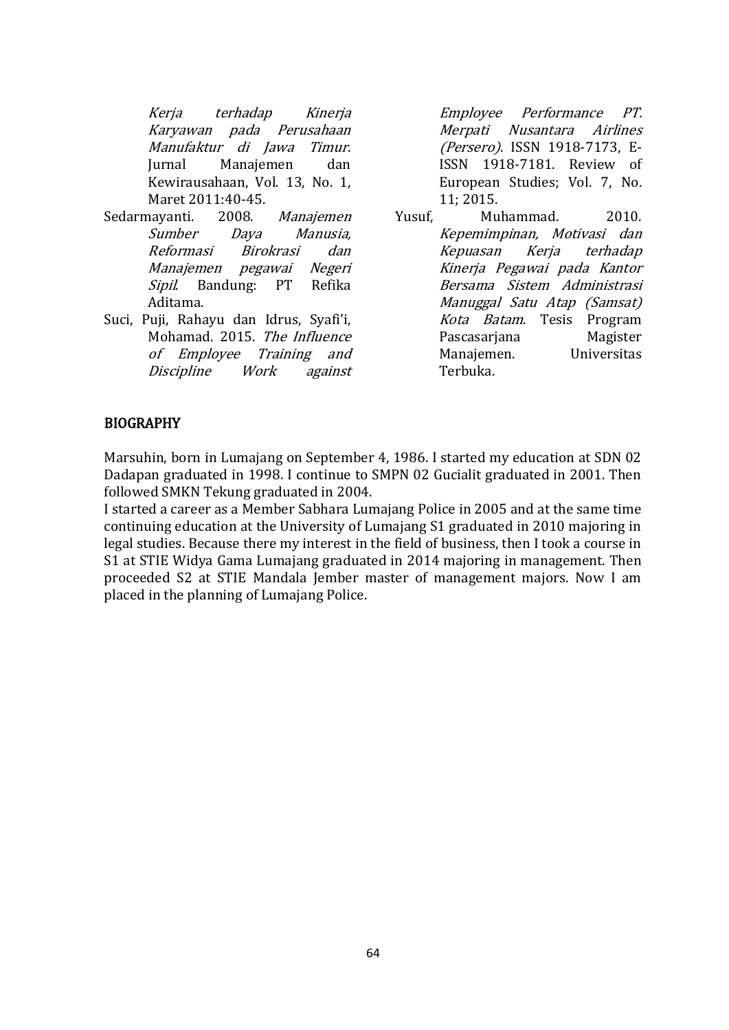*Kerja terhadap Kinerja Karyawan pada Perusahaan Manufaktur di Jawa Timur*. Jurnal Manajemen dan Kewirausahaan, Vol. 13, No. 1, Maret 2011:40-45.

Sedarmayanti. 2008. *Manajemen Sumber Daya Manusia, Reformasi Birokrasi dan Manajemen pegawai Negeri Sipil*. Bandung: PT Refika Aditama.

Suci, Puji, Rahayu dan Idrus, Syafi'i, Mohamad. 2015. *The Influence of Employee Training and Discipline Work against Employee Performance PT. Merpati Nusantara Airlines (Persero)*. ISSN 1918-7173, E-ISSN 1918-7181. Review of European Studies; Vol. 7, No. 11; 2015.

Yusuf, Muhammad. 2010. *Kepemimpinan, Motivasi dan Kepuasan Kerja terhadap Kinerja Pegawai pada Kantor Bersama Sistem Administrasi Manuggal Satu Atap (Samsat) Kota Batam*. Tesis Program Pascasarjana Magister Manajemen. Universitas Terbuka.

## BIOGRAPHY

Marsuhin, born in Lumajang on September 4, 1986. I started my education at SDN 02 Dadapan graduated in 1998. I continue to SMPN 02 Gucialit graduated in 2001. Then followed SMKN Tekung graduated in 2004.

I started a career as a Member Sabhara Lumajang Police in 2005 and at the same time continuing education at the University of Lumajang S1 graduated in 2010 majoring in legal studies. Because there my interest in the field of business, then I took a course in S1 at STIE Widya Gama Lumajang graduated in 2014 majoring in management. Then proceeded S2 at STIE Mandala Jember master of management majors. Now I am placed in the planning of Lumajang Police.